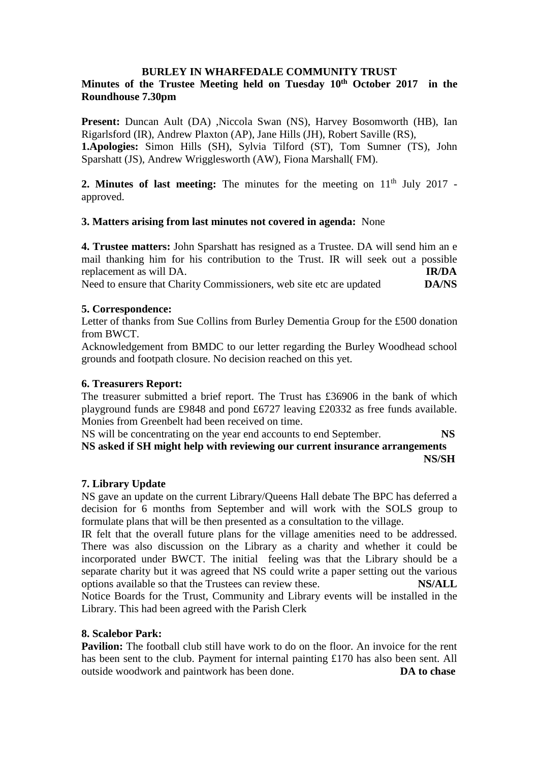# BURLEY IN WHARFEDALE COMMUNITY TRUST

## Minutes of the Trustee Meeting held on Tuesday 10th October 2017 in the Roundhouse 7.30pm

**Present:** Duncan Ault (DA) ,Niccola Swan (NS), Harvey Bosomworth (HB), Ian Rigarlsford (IR), Andrew Plaxton (AP), Jane Hills (JH), Robert Saville (RS),

**1.Apologies:** Simon Hills (SH), Sylvia Tilford (ST), Tom Sumner (TS), John Sparshatt (JS), Andrew Wrigglesworth (AW), Fiona Marshall( FM).

**2. Minutes of last meeting:** The minutes for the meeting on 11th July 2017 - approved.

**3. Matters arising from last minutes not covered in agenda:** None

**4. Trustee matters:** John Sparshatt has resigned as a Trustee. DA will send him an e mail thanking him for his contribution to the Trust. IR will seek out a possible replacement as will DA. **IR/DA**

Need to ensure that Charity Commissioners, web site etc are updated **DA/NS**

**5. Correspondence:**

Letter of thanks from Sue Collins from Burley Dementia Group for the £500 donation from BWCT.

Acknowledgement from BMDC to our letter regarding the Burley Woodhead school grounds and footpath closure. No decision reached on this yet.

**6. Treasurers Report:**

The treasurer submitted a brief report. The Trust has £36906 in the bank of which playground funds are £9848 and pond £6727 leaving £20332 as free funds available. Monies from Greenbelt had been received on time.

NS will be concentrating on the year end accounts to end September. **NS**

**NS asked if SH might help with reviewing our current insurance arrangements NS/SH**

**7. Library Update**

NS gave an update on the current Library/Queens Hall debate The BPC has deferred a decision for 6 months from September and will work with the SOLS group to formulate plans that will be then presented as a consultation to the village.

IR felt that the overall future plans for the village amenities need to be addressed. There was also discussion on the Library as a charity and whether it could be incorporated under BWCT. The initial feeling was that the Library should be a separate charity but it was agreed that NS could write a paper setting out the various options available so that the Trustees can review these. **NS/ALL**

Notice Boards for the Trust, Community and Library events will be installed in the Library. This had been agreed with the Parish Clerk

**8. Scalebor Park:**

**Pavilion:** The football club still have work to do on the floor. An invoice for the rent has been sent to the club. Payment for internal painting £170 has also been sent. All outside woodwork and paintwork has been done. **DA to chase**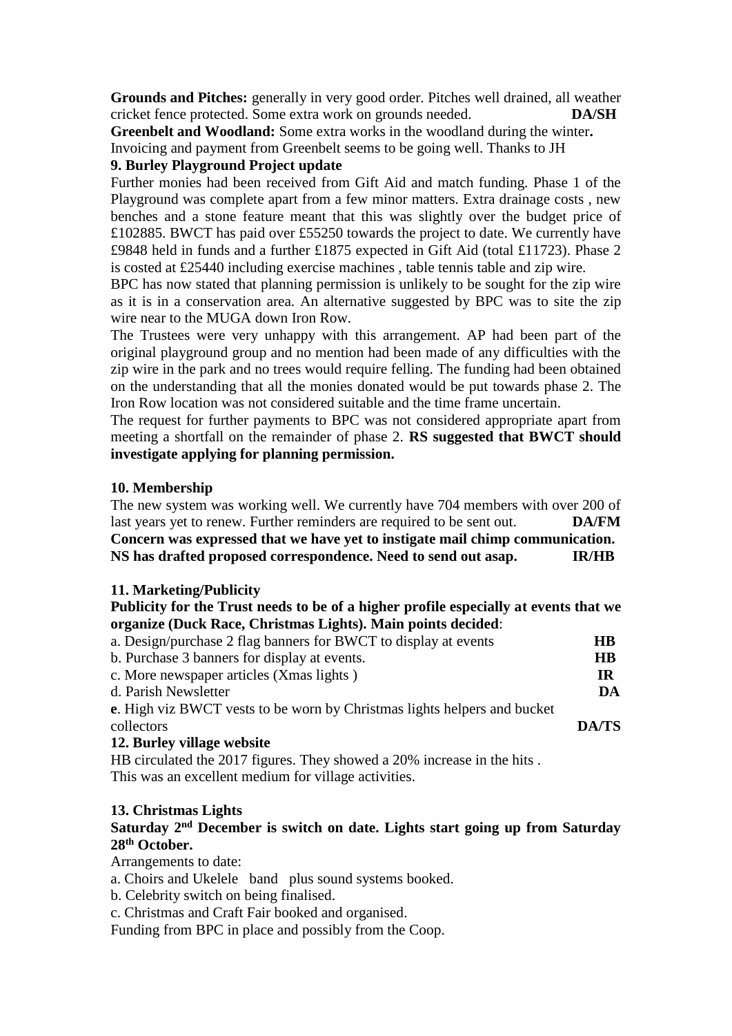**Grounds and Pitches:** generally in very good order. Pitches well drained, all weather cricket fence protected. Some extra work on grounds needed. **DA/SH**

**Greenbelt and Woodland:** Some extra works in the woodland during the winter**.**
Invoicing and payment from Greenbelt seems to be going well. Thanks to JH

**9. Burley Playground Project update**

Further monies had been received from Gift Aid and match funding. Phase 1 of the Playground was complete apart from a few minor matters. Extra drainage costs , new benches and a stone feature meant that this was slightly over the budget price of £102885. BWCT has paid over £55250 towards the project to date. We currently have £9848 held in funds and a further £1875 expected in Gift Aid (total £11723). Phase 2 is costed at £25440 including exercise machines , table tennis table and zip wire.

BPC has now stated that planning permission is unlikely to be sought for the zip wire as it is in a conservation area. An alternative suggested by BPC was to site the zip wire near to the MUGA down Iron Row.

The Trustees were very unhappy with this arrangement. AP had been part of the original playground group and no mention had been made of any difficulties with the zip wire in the park and no trees would require felling. The funding had been obtained on the understanding that all the monies donated would be put towards phase 2. The Iron Row location was not considered suitable and the time frame uncertain.

The request for further payments to BPC was not considered appropriate apart from meeting a shortfall on the remainder of phase 2. **RS suggested that BWCT should investigate applying for planning permission.**

**10. Membership**

The new system was working well. We currently have 704 members with over 200 of last years yet to renew. Further reminders are required to be sent out. **DA/FM**

**Concern was expressed that we have yet to instigate mail chimp communication. NS has drafted proposed correspondence. Need to send out asap. IR/HB**

**11. Marketing/Publicity**

**Publicity for the Trust needs to be of a higher profile especially at events that we organize (Duck Race, Christmas Lights). Main points decided**:

a. Design/purchase 2 flag banners for BWCT to display at events **HB**
b. Purchase 3 banners for display at events. **HB**
c. More newspaper articles (Xmas lights ) **IR**
d. Parish Newsletter **DA**
**e**. High viz BWCT vests to be worn by Christmas lights helpers and bucket collectors **DA/TS**

**12. Burley village website**

HB circulated the 2017 figures. They showed a 20% increase in the hits .
This was an excellent medium for village activities.

**13. Christmas Lights**

**Saturday 2nd December is switch on date. Lights start going up from Saturday 28th October.**

Arrangements to date:

a. Choirs and Ukelele band plus sound systems booked.
b. Celebrity switch on being finalised.
c. Christmas and Craft Fair booked and organised.

Funding from BPC in place and possibly from the Coop.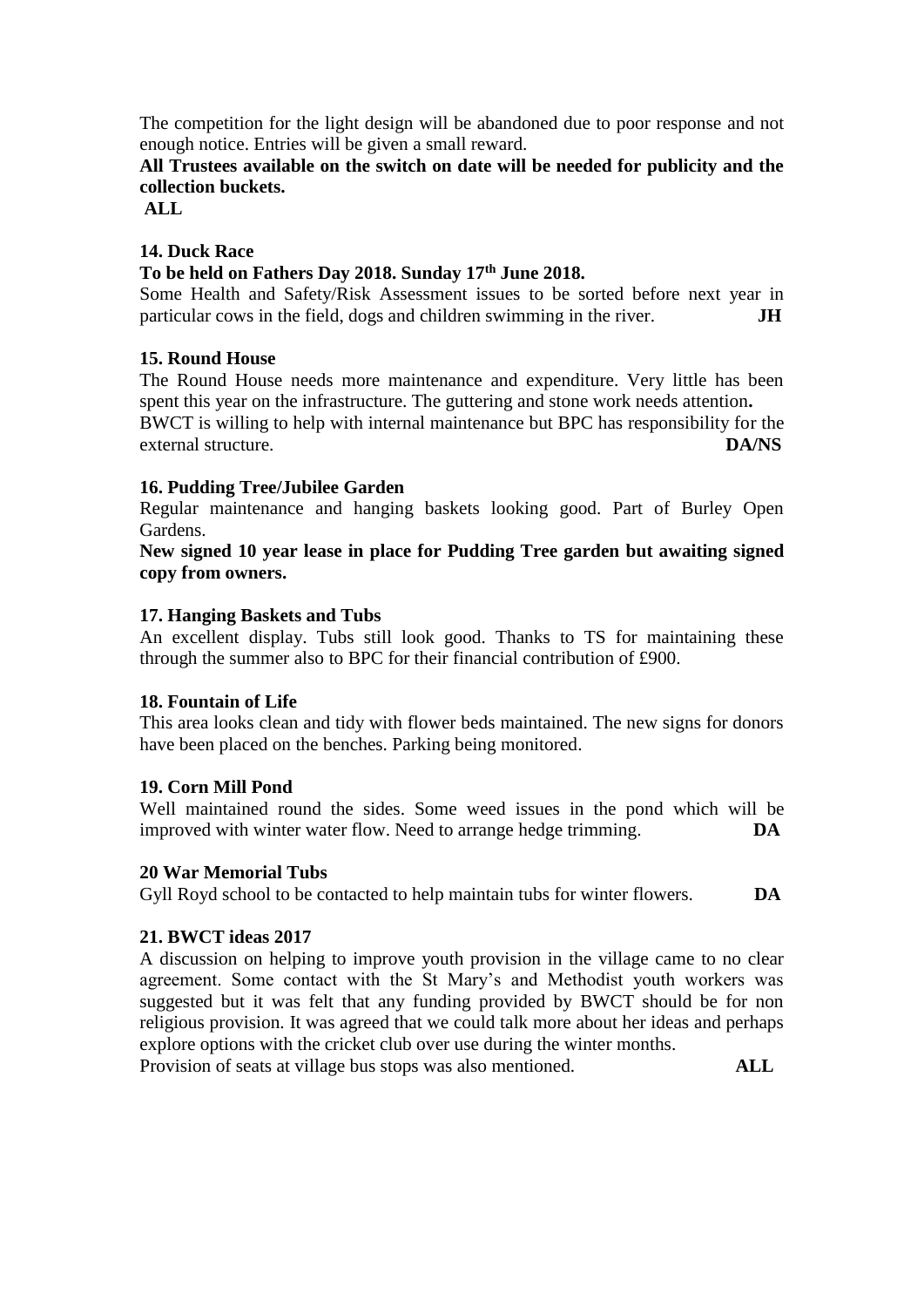The competition for the light design will be abandoned due to poor response and not enough notice. Entries will be given a small reward.

**All Trustees available on the switch on date will be needed for publicity and the collection buckets.**

**ALL**

**14. Duck Race**

**To be held on Fathers Day 2018. Sunday 17th June 2018.**

Some Health and Safety/Risk Assessment issues to be sorted before next year in particular cows in the field, dogs and children swimming in the river. **JH**

**15. Round House**

The Round House needs more maintenance and expenditure. Very little has been spent this year on the infrastructure. The guttering and stone work needs attention**.**
BWCT is willing to help with internal maintenance but BPC has responsibility for the external structure. **DA/NS**

**16. Pudding Tree/Jubilee Garden**

Regular maintenance and hanging baskets looking good. Part of Burley Open Gardens.

**New signed 10 year lease in place for Pudding Tree garden but awaiting signed copy from owners.**

**17. Hanging Baskets and Tubs**

An excellent display. Tubs still look good. Thanks to TS for maintaining these through the summer also to BPC for their financial contribution of £900.

**18. Fountain of Life**

This area looks clean and tidy with flower beds maintained. The new signs for donors have been placed on the benches. Parking being monitored.

**19. Corn Mill Pond**

Well maintained round the sides. Some weed issues in the pond which will be improved with winter water flow. Need to arrange hedge trimming. **DA**

**20 War Memorial Tubs**

Gyll Royd school to be contacted to help maintain tubs for winter flowers. **DA**

**21. BWCT ideas 2017**

A discussion on helping to improve youth provision in the village came to no clear agreement. Some contact with the St Mary's and Methodist youth workers was suggested but it was felt that any funding provided by BWCT should be for non religious provision. It was agreed that we could talk more about her ideas and perhaps explore options with the cricket club over use during the winter months.
Provision of seats at village bus stops was also mentioned. **ALL**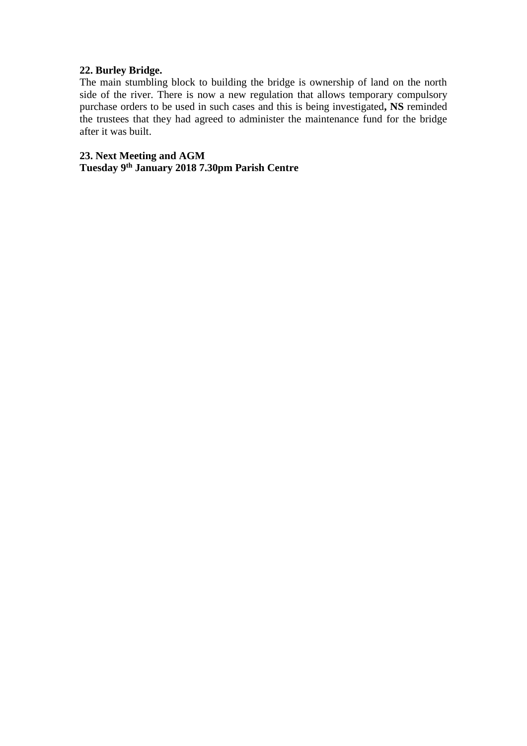**22. Burley Bridge.**

The main stumbling block to building the bridge is ownership of land on the north side of the river. There is now a new regulation that allows temporary compulsory purchase orders to be used in such cases and this is being investigated**, NS** reminded the trustees that they had agreed to administer the maintenance fund for the bridge after it was built.

**23. Next Meeting and AGM**

**Tuesday 9th January 2018 7.30pm Parish Centre**